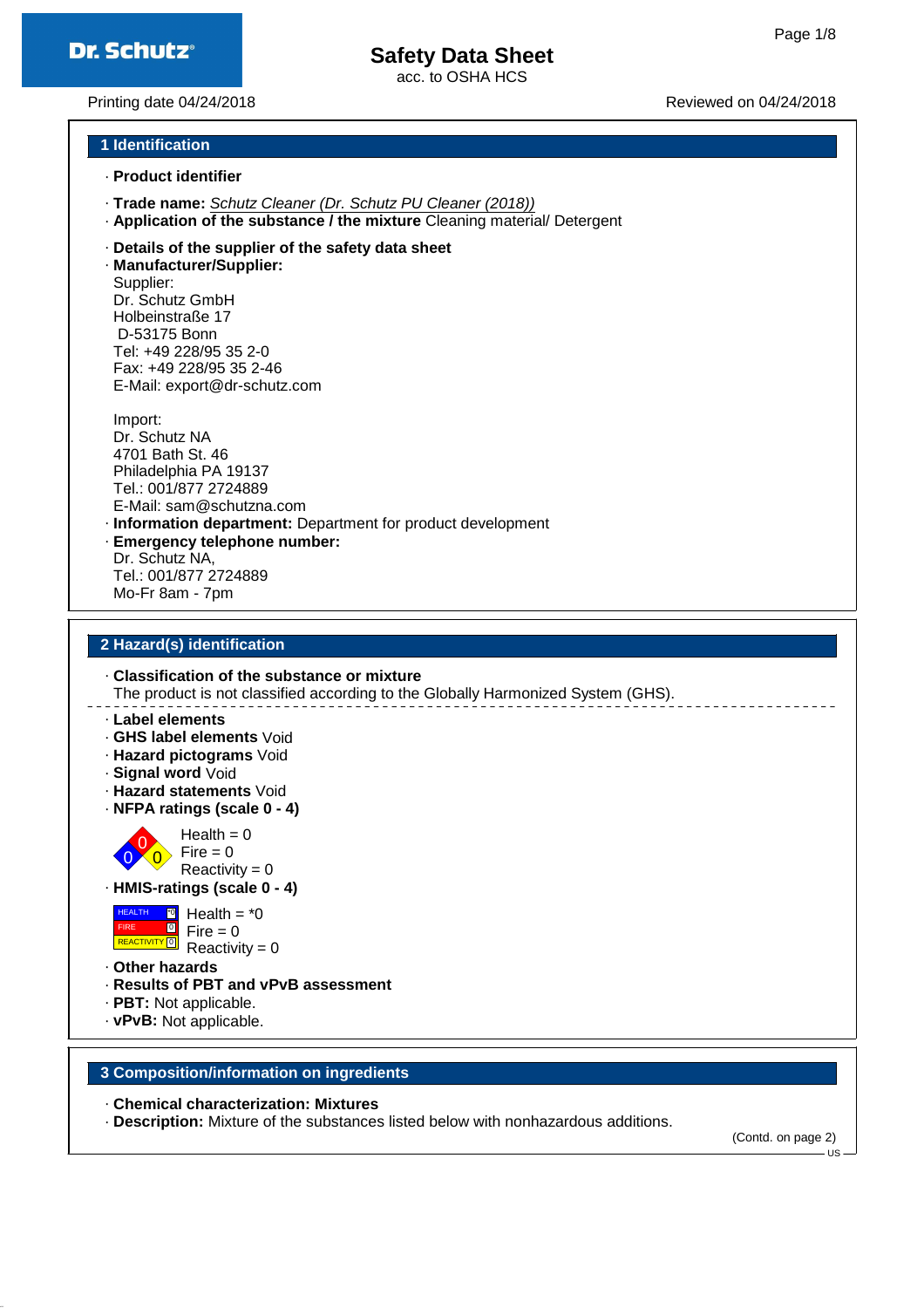# Safety Data Sheet

acc. to OSHA HCS

Printing date 04/24/2018 Reviewed on 04/24/2018

## 1 Identification

· **Product identifier**

· **Trade name:** *Schutz Cleaner (Dr. Schutz PU Cleaner (2018))*
· **Application of the substance / the mixture** Cleaning material/ Detergent

· **Details of the supplier of the safety data sheet**
· **Manufacturer/Supplier:**
Supplier:
Dr. Schutz GmbH
Holbeinstraße 17
D-53175 Bonn
Tel: +49 228/95 35 2-0
Fax: +49 228/95 35 2-46
E-Mail: export@dr-schutz.com

Import:
Dr. Schutz NA
4701 Bath St. 46
Philadelphia PA 19137
Tel.: 001/877 2724889
E-Mail: sam@schutzna.com
· **Information department:** Department for product development
· **Emergency telephone number:**
Dr. Schutz NA,
Tel.: 001/877 2724889
Mo-Fr 8am - 7pm

## 2 Hazard(s) identification

· **Classification of the substance or mixture**
The product is not classified according to the Globally Harmonized System (GHS).

· **Label elements**
· **GHS label elements** Void
· **Hazard pictograms** Void
· **Signal word** Void
· **Hazard statements** Void
· **NFPA ratings (scale 0 - 4)**

Health = 0
Fire = 0
Reactivity = 0

· **HMIS-ratings (scale 0 - 4)**

| HEALTH | *0 | Health = *0 |
| --- | --- | --- |
| FIRE | 0 | Fire = 0 |
| REACTIVITY | 0 | Reactivity = 0 |

· **Other hazards**
· **Results of PBT and vPvB assessment**
· **PBT:** Not applicable.
· **vPvB:** Not applicable.

## 3 Composition/information on ingredients

· **Chemical characterization: Mixtures**
· **Description:** Mixture of the substances listed below with nonhazardous additions.

(Contd. on page 2)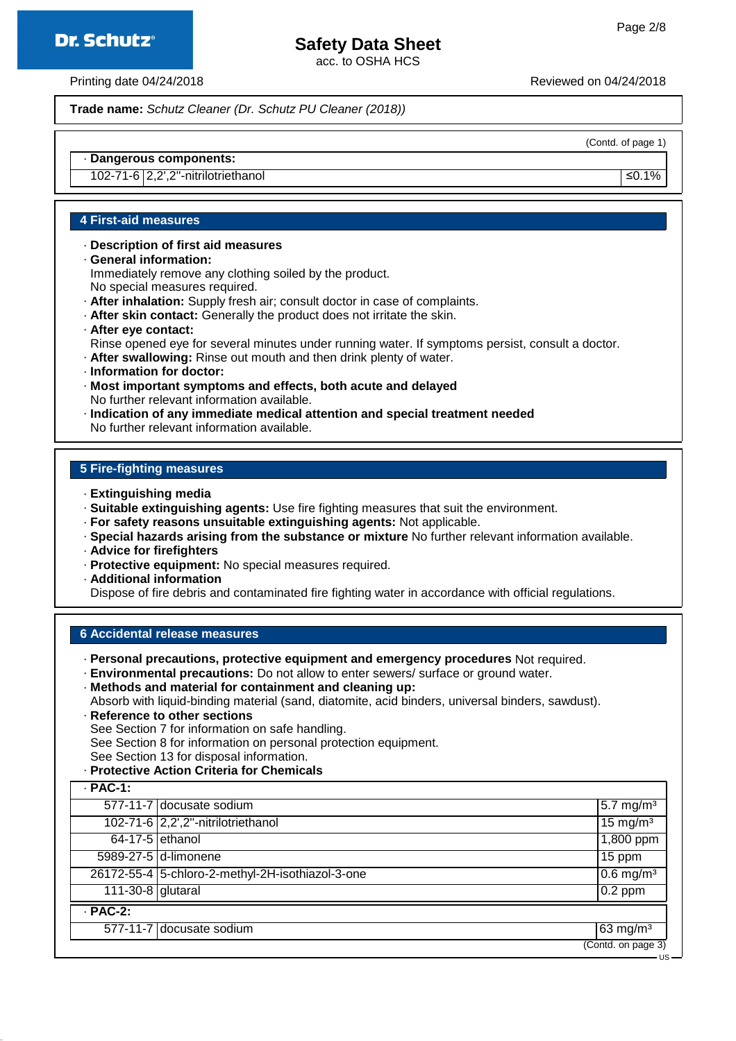**Trade name:** *Schutz Cleaner (Dr. Schutz PU Cleaner (2018))*

(Contd. of page 1)

· **Dangerous components:**

| | | |
|---|---|---|
| 102-71-6 | 2,2',2''-nitrilotriethanol | ≤0.1% |

## 4 First-aid measures

· **Description of first aid measures**
· **General information:**
Immediately remove any clothing soiled by the product.
No special measures required.
· **After inhalation:** Supply fresh air; consult doctor in case of complaints.
· **After skin contact:** Generally the product does not irritate the skin.
· **After eye contact:**
Rinse opened eye for several minutes under running water. If symptoms persist, consult a doctor.
· **After swallowing:** Rinse out mouth and then drink plenty of water.
· **Information for doctor:**
· **Most important symptoms and effects, both acute and delayed**
No further relevant information available.
· **Indication of any immediate medical attention and special treatment needed**
No further relevant information available.

## 5 Fire-fighting measures

· **Extinguishing media**
· **Suitable extinguishing agents:** Use fire fighting measures that suit the environment.
· **For safety reasons unsuitable extinguishing agents:** Not applicable.
· **Special hazards arising from the substance or mixture** No further relevant information available.
· **Advice for firefighters**
· **Protective equipment:** No special measures required.
· **Additional information**
Dispose of fire debris and contaminated fire fighting water in accordance with official regulations.

## 6 Accidental release measures

· **Personal precautions, protective equipment and emergency procedures** Not required.
· **Environmental precautions:** Do not allow to enter sewers/ surface or ground water.
· **Methods and material for containment and cleaning up:**
Absorb with liquid-binding material (sand, diatomite, acid binders, universal binders, sawdust).
· **Reference to other sections**
See Section 7 for information on safe handling.
See Section 8 for information on personal protection equipment.
See Section 13 for disposal information.
· **Protective Action Criteria for Chemicals**

| · **PAC-1:** | | |
|---|---|---|
| 577-11-7 | docusate sodium | 5.7 mg/m³ |
| 102-71-6 | 2,2',2''-nitrilotriethanol | 15 mg/m³ |
| 64-17-5 | ethanol | 1,800 ppm |
| 5989-27-5 | d-limonene | 15 ppm |
| 26172-55-4 | 5-chloro-2-methyl-2H-isothiazol-3-one | 0.6 mg/m³ |
| 111-30-8 | glutaral | 0.2 ppm |
| · **PAC-2:** | | |
| 577-11-7 | docusate sodium | 63 mg/m³ |

(Contd. on page 3)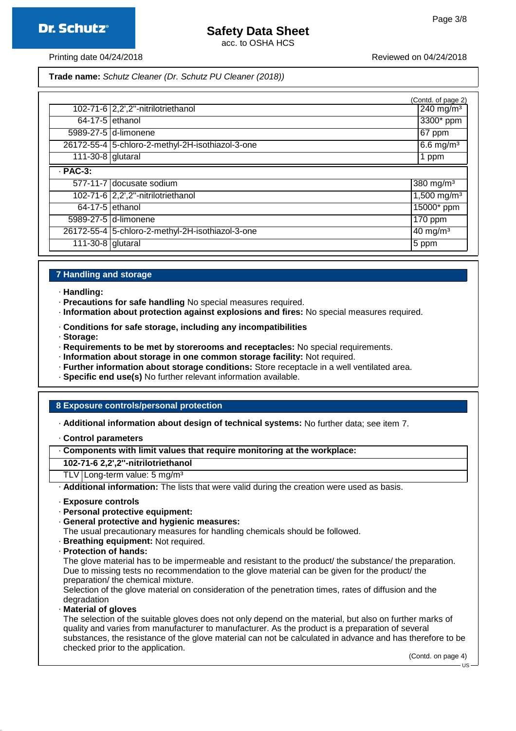**Trade name:** *Schutz Cleaner (Dr. Schutz PU Cleaner (2018))*

(Contd. of page 2)

| | | |
|---|---|---|
| 102-71-6 | 2,2',2''-nitrilotriethanol | 240 mg/m³ |
| 64-17-5 | ethanol | 3300* ppm |
| 5989-27-5 | d-limonene | 67 ppm |
| 26172-55-4 | 5-chloro-2-methyl-2H-isothiazol-3-one | 6.6 mg/m³ |
| 111-30-8 | glutaral | 1 ppm |
| **· PAC-3:** | | |
| 577-11-7 | docusate sodium | 380 mg/m³ |
| 102-71-6 | 2,2',2''-nitrilotriethanol | 1,500 mg/m³ |
| 64-17-5 | ethanol | 15000* ppm |
| 5989-27-5 | d-limonene | 170 ppm |
| 26172-55-4 | 5-chloro-2-methyl-2H-isothiazol-3-one | 40 mg/m³ |
| 111-30-8 | glutaral | 5 ppm |

## 7 Handling and storage

- · **Handling:**
- · **Precautions for safe handling** No special measures required.
- · **Information about protection against explosions and fires:** No special measures required.
- · **Conditions for safe storage, including any incompatibilities**
- · **Storage:**
- · **Requirements to be met by storerooms and receptacles:** No special requirements.
- · **Information about storage in one common storage facility:** Not required.
- · **Further information about storage conditions:** Store receptacle in a well ventilated area.
- · **Specific end use(s)** No further relevant information available.

## 8 Exposure controls/personal protection

- · **Additional information about design of technical systems:** No further data; see item 7.
- · **Control parameters**

| · Components with limit values that require monitoring at the workplace: | |
|---|---|
| **102-71-6 2,2',2''-nitrilotriethanol** | |
| TLV | Long-term value: 5 mg/m³ |

- · **Additional information:** The lists that were valid during the creation were used as basis.
- · **Exposure controls**
- · **Personal protective equipment:**
- · **General protective and hygienic measures:**
  The usual precautionary measures for handling chemicals should be followed.
- · **Breathing equipment:** Not required.
- · **Protection of hands:**
  The glove material has to be impermeable and resistant to the product/ the substance/ the preparation.
  Due to missing tests no recommendation to the glove material can be given for the product/ the preparation/ the chemical mixture.
  Selection of the glove material on consideration of the penetration times, rates of diffusion and the degradation
- · **Material of gloves**
  The selection of the suitable gloves does not only depend on the material, but also on further marks of quality and varies from manufacturer to manufacturer. As the product is a preparation of several substances, the resistance of the glove material can not be calculated in advance and has therefore to be checked prior to the application.

(Contd. on page 4)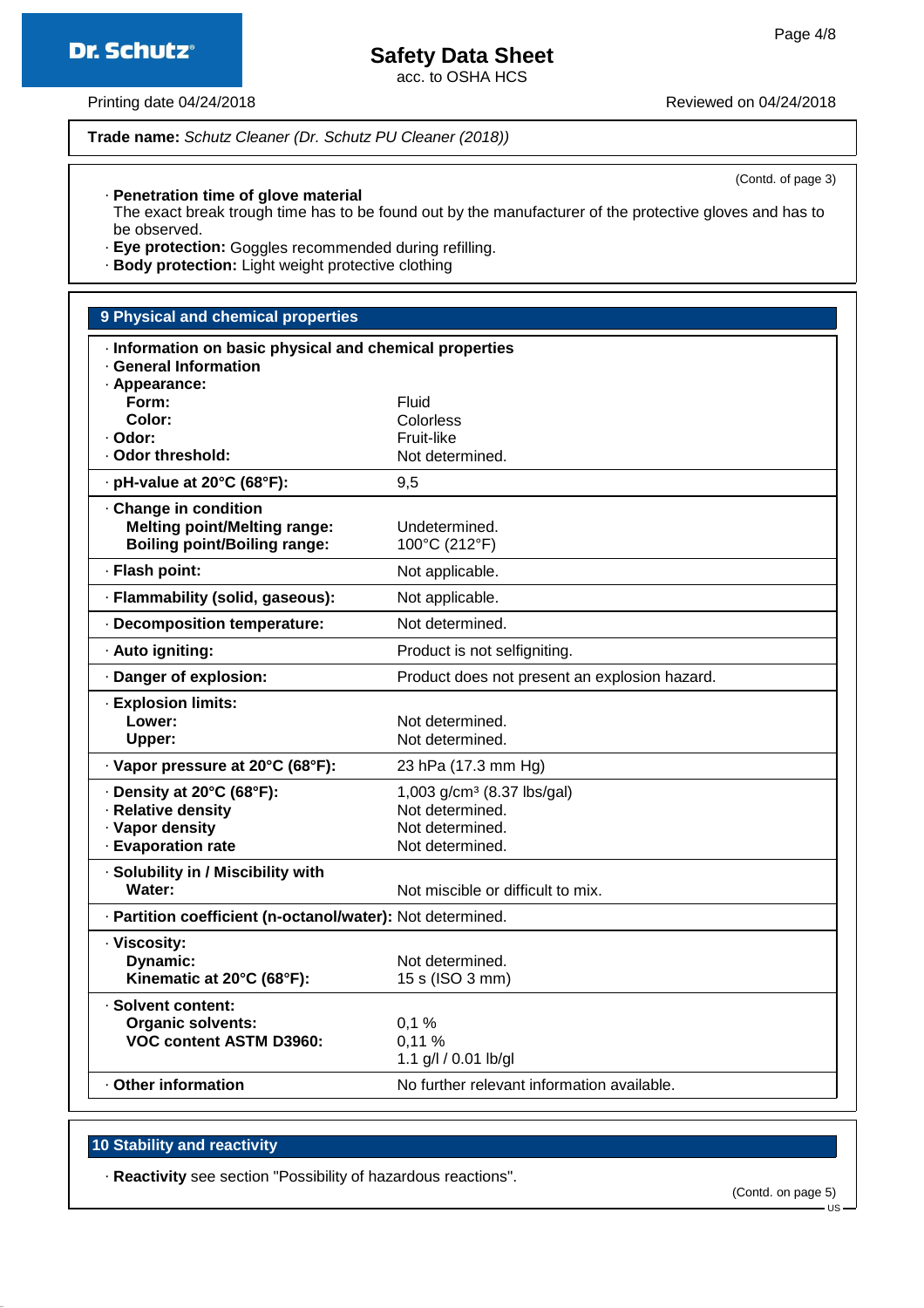Trade name: *Schutz Cleaner (Dr. Schutz PU Cleaner (2018))*

(Contd. of page 3)

· **Penetration time of glove material**
The exact break trough time has to be found out by the manufacturer of the protective gloves and has to be observed.
· **Eye protection:** Goggles recommended during refilling.
· **Body protection:** Light weight protective clothing

## 9 Physical and chemical properties

| · **Information on basic physical and chemical properties** | |
|---|---|
| · **General Information** | |
| · **Appearance:** | |
| **Form:** | Fluid |
| **Color:** | Colorless |
| · **Odor:** | Fruit-like |
| · **Odor threshold:** | Not determined. |
| · **pH-value at 20°C (68°F):** | 9,5 |
| · **Change in condition** | |
| **Melting point/Melting range:** | Undetermined. |
| **Boiling point/Boiling range:** | 100°C (212°F) |
| · **Flash point:** | Not applicable. |
| · **Flammability (solid, gaseous):** | Not applicable. |
| · **Decomposition temperature:** | Not determined. |
| · **Auto igniting:** | Product is not selfigniting. |
| · **Danger of explosion:** | Product does not present an explosion hazard. |
| · **Explosion limits:** | |
| **Lower:** | Not determined. |
| **Upper:** | Not determined. |
| · **Vapor pressure at 20°C (68°F):** | 23 hPa (17.3 mm Hg) |
| · **Density at 20°C (68°F):** | 1,003 g/cm³ (8.37 lbs/gal) |
| · **Relative density** | Not determined. |
| · **Vapor density** | Not determined. |
| · **Evaporation rate** | Not determined. |
| · **Solubility in / Miscibility with** | |
| **Water:** | Not miscible or difficult to mix. |
| · **Partition coefficient (n-octanol/water):** | Not determined. |
| · **Viscosity:** | |
| **Dynamic:** | Not determined. |
| **Kinematic at 20°C (68°F):** | 15 s (ISO 3 mm) |
| · **Solvent content:** | |
| **Organic solvents:** | 0,1 % |
| **VOC content ASTM D3960:** | 0,11 % |
| | 1.1 g/l / 0.01 lb/gl |
| · **Other information** | No further relevant information available. |

## 10 Stability and reactivity

· **Reactivity** see section "Possibility of hazardous reactions".

(Contd. on page 5)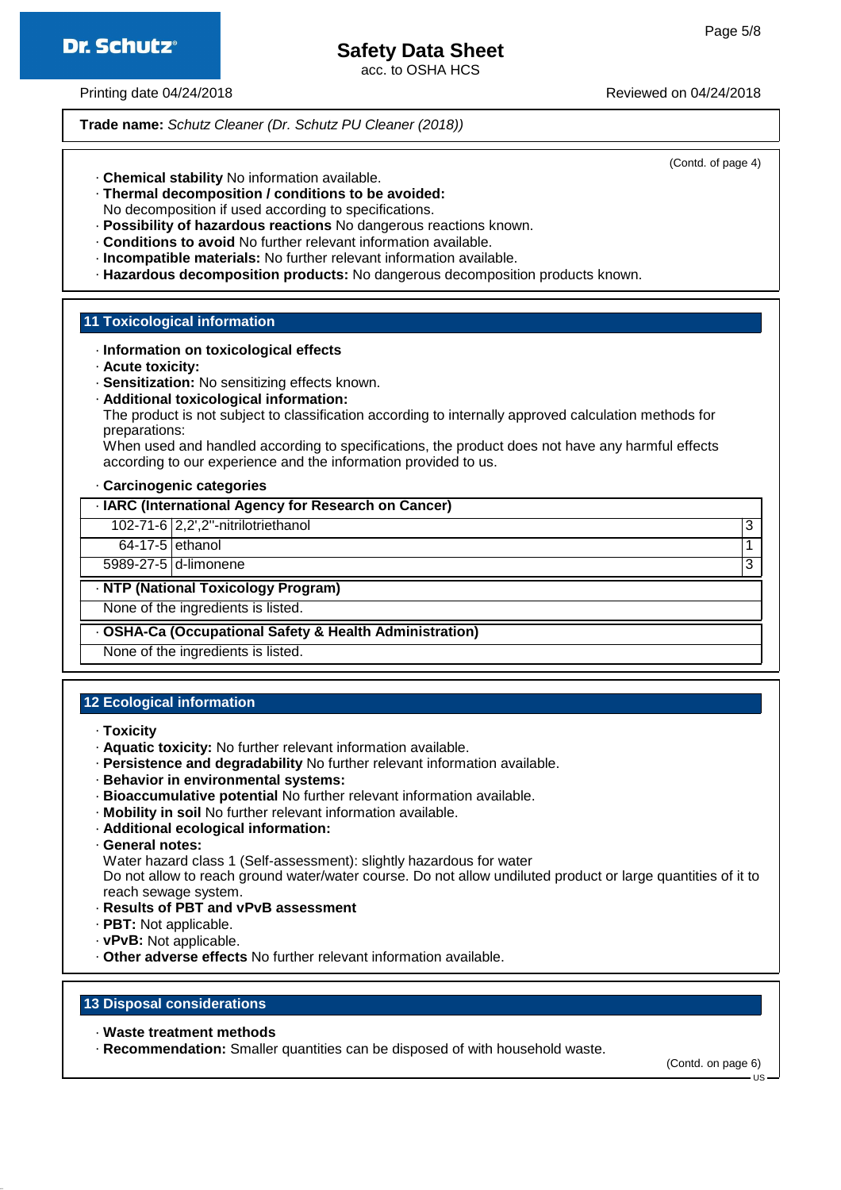**Trade name:** *Schutz Cleaner (Dr. Schutz PU Cleaner (2018))*

(Contd. of page 4)

- **Chemical stability** No information available.
- **Thermal decomposition / conditions to be avoided:**
  No decomposition if used according to specifications.
- **Possibility of hazardous reactions** No dangerous reactions known.
- **Conditions to avoid** No further relevant information available.
- **Incompatible materials:** No further relevant information available.
- **Hazardous decomposition products:** No dangerous decomposition products known.

## 11 Toxicological information

- **Information on toxicological effects**
- **Acute toxicity:**
- **Sensitization:** No sensitizing effects known.
- **Additional toxicological information:**
  The product is not subject to classification according to internally approved calculation methods for preparations:
  When used and handled according to specifications, the product does not have any harmful effects according to our experience and the information provided to us.

- **Carcinogenic categories**

| · IARC (International Agency for Research on Cancer) | | |
|---|---|---|
| 102-71-6 | 2,2',2''-nitrilotriethanol | 3 |
| 64-17-5 | ethanol | 1 |
| 5989-27-5 | d-limonene | 3 |

| · NTP (National Toxicology Program) |
|---|
| None of the ingredients is listed. |

| · OSHA-Ca (Occupational Safety & Health Administration) |
|---|
| None of the ingredients is listed. |

## 12 Ecological information

- **Toxicity**
- **Aquatic toxicity:** No further relevant information available.
- **Persistence and degradability** No further relevant information available.
- **Behavior in environmental systems:**
- **Bioaccumulative potential** No further relevant information available.
- **Mobility in soil** No further relevant information available.
- **Additional ecological information:**
- **General notes:**
  Water hazard class 1 (Self-assessment): slightly hazardous for water
  Do not allow to reach ground water/water course. Do not allow undiluted product or large quantities of it to reach sewage system.
- **Results of PBT and vPvB assessment**
- **PBT:** Not applicable.
- **vPvB:** Not applicable.
- **Other adverse effects** No further relevant information available.

## 13 Disposal considerations

- **Waste treatment methods**
- **Recommendation:** Smaller quantities can be disposed of with household waste.

(Contd. on page 6)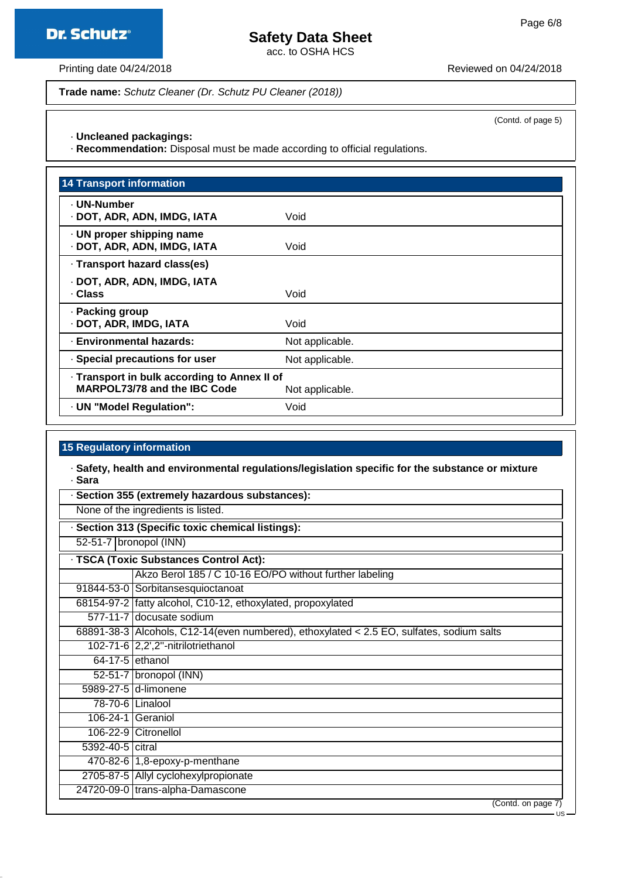(Contd. of page 5)

· **Uncleaned packagings:**
· **Recommendation:** Disposal must be made according to official regulations.

## 14 Transport information

| | |
|---|---|
| · **UN-Number**<br>· **DOT, ADR, ADN, IMDG, IATA** | Void |
| · **UN proper shipping name**<br>· **DOT, ADR, ADN, IMDG, IATA** | Void |
| · **Transport hazard class(es)**<br>· **DOT, ADR, ADN, IMDG, IATA**<br>· **Class** | Void |
| · **Packing group**<br>· **DOT, ADR, IMDG, IATA** | Void |
| · **Environmental hazards:** | Not applicable. |
| · **Special precautions for user** | Not applicable. |
| · **Transport in bulk according to Annex II of MARPOL73/78 and the IBC Code** | Not applicable. |
| · **UN "Model Regulation":** | Void |

## 15 Regulatory information

· **Safety, health and environmental regulations/legislation specific for the substance or mixture**
· **Sara**

· **Section 355 (extremely hazardous substances):**

None of the ingredients is listed.

· **Section 313 (Specific toxic chemical listings):**

| | |
|---|---|
| 52-51-7 | bronopol (INN) |

· **TSCA (Toxic Substances Control Act):**

| | |
|---|---|
| | Akzo Berol 185 / C 10-16 EO/PO without further labeling |
| 91844-53-0 | Sorbitansesquioctanoat |
| 68154-97-2 | fatty alcohol, C10-12, ethoxylated, propoxylated |
| 577-11-7 | docusate sodium |
| 68891-38-3 | Alcohols, C12-14(even numbered), ethoxylated < 2.5 EO, sulfates, sodium salts |
| 102-71-6 | 2,2',2''-nitrilotriethanol |
| 64-17-5 | ethanol |
| 52-51-7 | bronopol (INN) |
| 5989-27-5 | d-limonene |
| 78-70-6 | Linalool |
| 106-24-1 | Geraniol |
| 106-22-9 | Citronellol |
| 5392-40-5 | citral |
| 470-82-6 | 1,8-epoxy-p-menthane |
| 2705-87-5 | Allyl cyclohexylpropionate |
| 24720-09-0 | trans-alpha-Damascone |

(Contd. on page 7)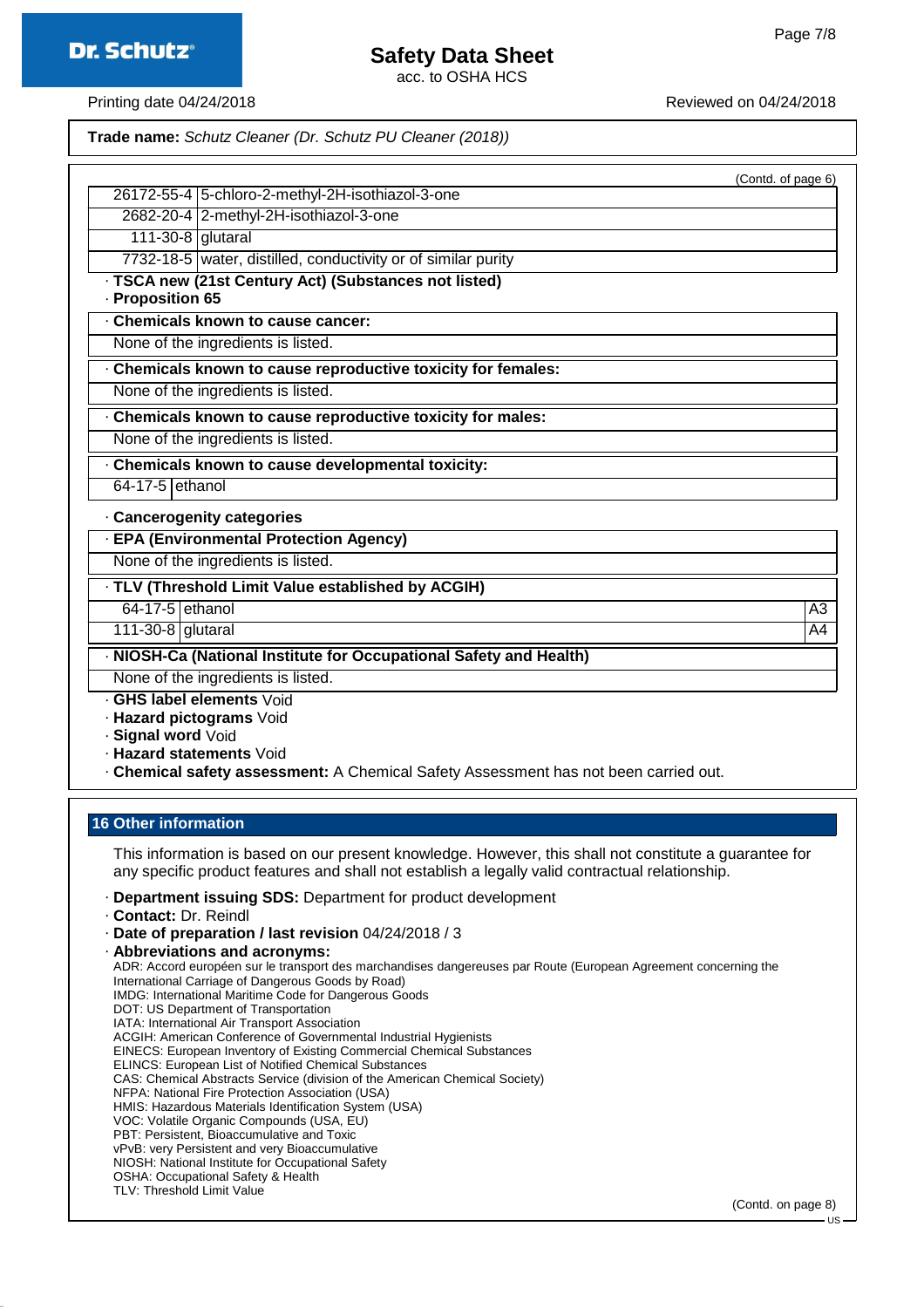**Trade name:** *Schutz Cleaner (Dr. Schutz PU Cleaner (2018))*

(Contd. of page 6)

| | |
|---|---|
| 26172-55-4 | 5-chloro-2-methyl-2H-isothiazol-3-one |
| 2682-20-4 | 2-methyl-2H-isothiazol-3-one |
| 111-30-8 | glutaral |
| 7732-18-5 | water, distilled, conductivity or of similar purity |

· **TSCA new (21st Century Act) (Substances not listed)**

· **Proposition 65**

· **Chemicals known to cause cancer:**

None of the ingredients is listed.

· **Chemicals known to cause reproductive toxicity for females:**

None of the ingredients is listed.

· **Chemicals known to cause reproductive toxicity for males:**

None of the ingredients is listed.

· **Chemicals known to cause developmental toxicity:**

| | |
|---|---|
| 64-17-5 | ethanol |

· **Cancerogenity categories**

· **EPA (Environmental Protection Agency)**

None of the ingredients is listed.

· **TLV (Threshold Limit Value established by ACGIH)**

| | | |
|---|---|---|
| 64-17-5 | ethanol | A3 |
| 111-30-8 | glutaral | A4 |

· **NIOSH-Ca (National Institute for Occupational Safety and Health)**

None of the ingredients is listed.

· **GHS label elements** Void

· **Hazard pictograms** Void

· **Signal word** Void

· **Hazard statements** Void

· **Chemical safety assessment:** A Chemical Safety Assessment has not been carried out.

## 16 Other information

This information is based on our present knowledge. However, this shall not constitute a guarantee for any specific product features and shall not establish a legally valid contractual relationship.

· **Department issuing SDS:** Department for product development

· **Contact:** Dr. Reindl

· **Date of preparation / last revision** 04/24/2018 / 3

· **Abbreviations and acronyms:**

ADR: Accord européen sur le transport des marchandises dangereuses par Route (European Agreement concerning the International Carriage of Dangerous Goods by Road)
IMDG: International Maritime Code for Dangerous Goods
DOT: US Department of Transportation
IATA: International Air Transport Association
ACGIH: American Conference of Governmental Industrial Hygienists
EINECS: European Inventory of Existing Commercial Chemical Substances
ELINCS: European List of Notified Chemical Substances
CAS: Chemical Abstracts Service (division of the American Chemical Society)
NFPA: National Fire Protection Association (USA)
HMIS: Hazardous Materials Identification System (USA)
VOC: Volatile Organic Compounds (USA, EU)
PBT: Persistent, Bioaccumulative and Toxic
vPvB: very Persistent and very Bioaccumulative
NIOSH: National Institute for Occupational Safety
OSHA: Occupational Safety & Health
TLV: Threshold Limit Value

(Contd. on page 8)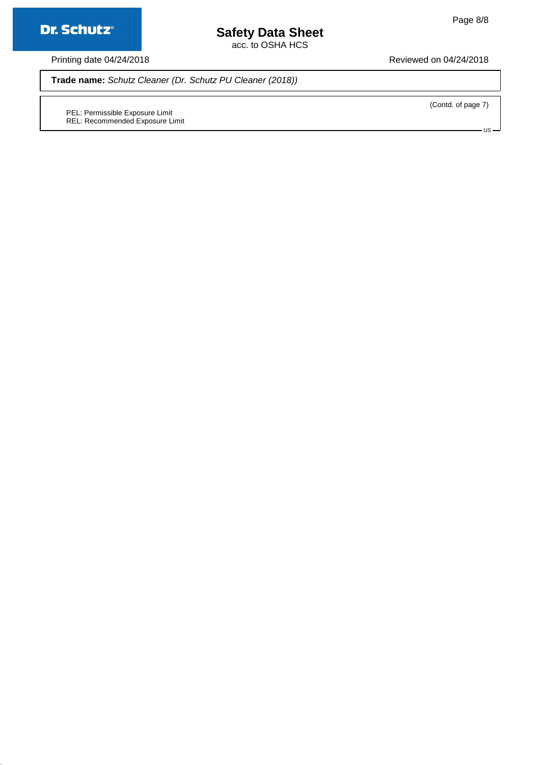**Trade name:** *Schutz Cleaner (Dr. Schutz PU Cleaner (2018))*

(Contd. of page 7)

PEL: Permissible Exposure Limit
REL: Recommended Exposure Limit